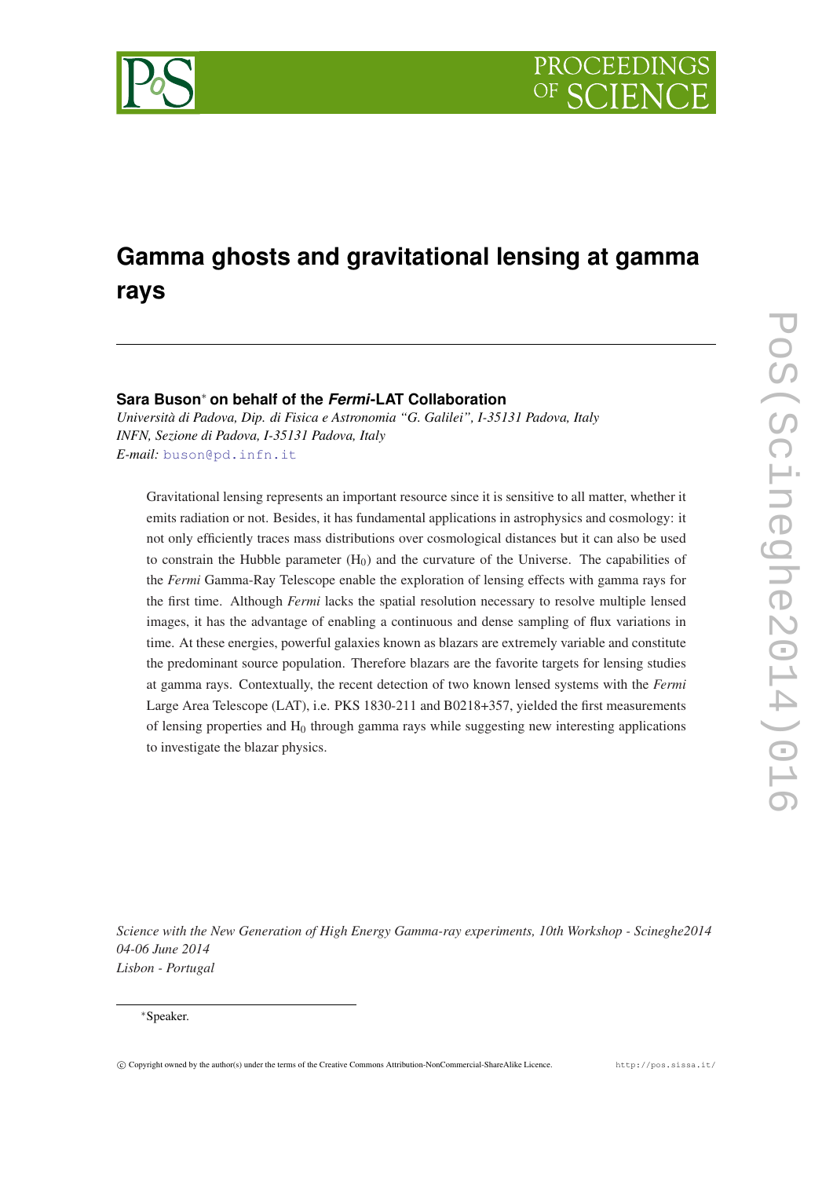# Gamma ghosts and gravitational lensing at gamma rays

**Sara Buson*[*] on behalf of the *Fermi*-LAT Collaboration**

*Università di Padova, Dip. di Fisica e Astronomia "G. Galilei", I-35131 Padova, Italy*
*INFN, Sezione di Padova, I-35131 Padova, Italy*
*E-mail:* buson@pd.infn.it

Gravitational lensing represents an important resource since it is sensitive to all matter, whether it emits radiation or not. Besides, it has fundamental applications in astrophysics and cosmology: it not only efficiently traces mass distributions over cosmological distances but it can also be used to constrain the Hubble parameter ($H_0$) and the curvature of the Universe. The capabilities of the *Fermi* Gamma-Ray Telescope enable the exploration of lensing effects with gamma rays for the first time. Although *Fermi* lacks the spatial resolution necessary to resolve multiple lensed images, it has the advantage of enabling a continuous and dense sampling of flux variations in time. At these energies, powerful galaxies known as blazars are extremely variable and constitute the predominant source population. Therefore blazars are the favorite targets for lensing studies at gamma rays. Contextually, the recent detection of two known lensed systems with the *Fermi* Large Area Telescope (LAT), i.e. PKS 1830-211 and B0218+357, yielded the first measurements of lensing properties and $H_0$ through gamma rays while suggesting new interesting applications to investigate the blazar physics.

*Science with the New Generation of High Energy Gamma-ray experiments, 10th Workshop - Scineghe2014*
*04-06 June 2014*
*Lisbon - Portugal*

[*]Speaker.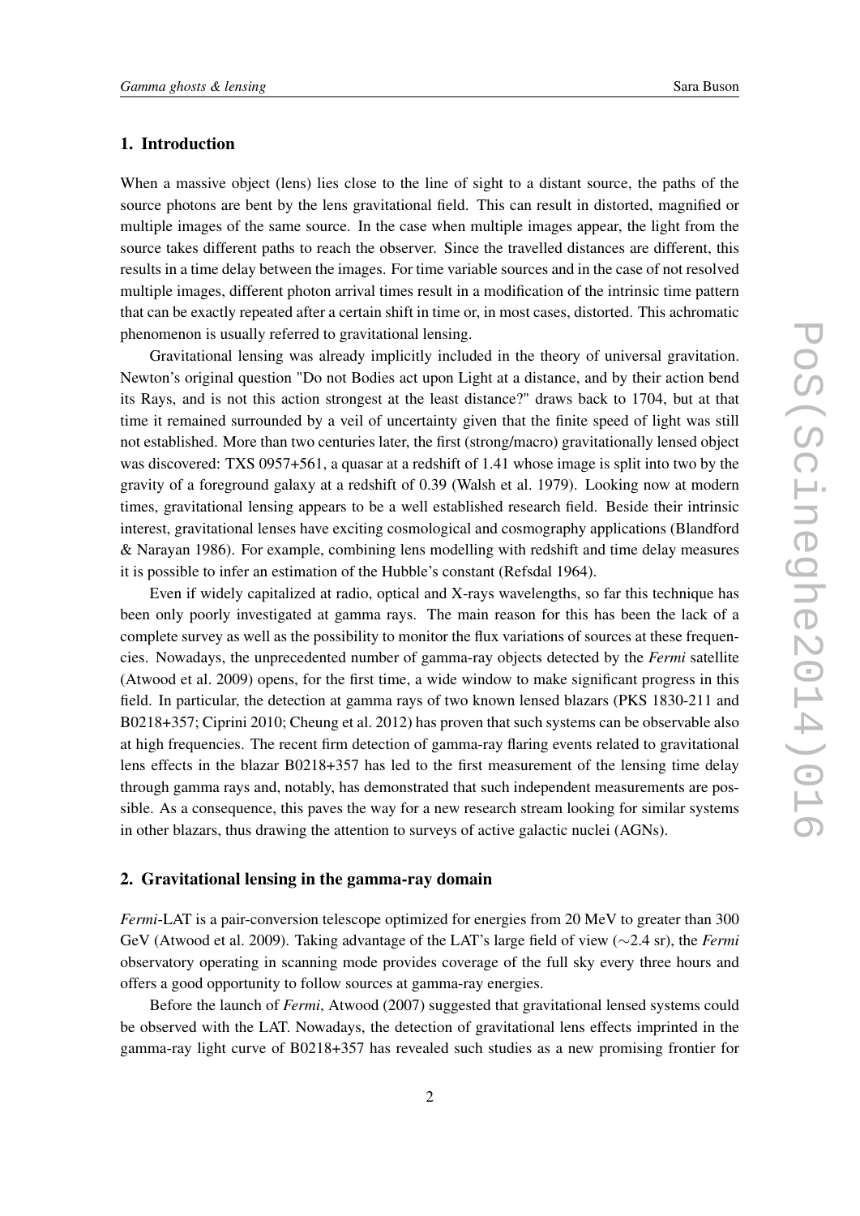## 1. Introduction

When a massive object (lens) lies close to the line of sight to a distant source, the paths of the source photons are bent by the lens gravitational field. This can result in distorted, magnified or multiple images of the same source. In the case when multiple images appear, the light from the source takes different paths to reach the observer. Since the travelled distances are different, this results in a time delay between the images. For time variable sources and in the case of not resolved multiple images, different photon arrival times result in a modification of the intrinsic time pattern that can be exactly repeated after a certain shift in time or, in most cases, distorted. This achromatic phenomenon is usually referred to gravitational lensing.

Gravitational lensing was already implicitly included in the theory of universal gravitation. Newton's original question "Do not Bodies act upon Light at a distance, and by their action bend its Rays, and is not this action strongest at the least distance?" draws back to 1704, but at that time it remained surrounded by a veil of uncertainty given that the finite speed of light was still not established. More than two centuries later, the first (strong/macro) gravitationally lensed object was discovered: TXS 0957+561, a quasar at a redshift of 1.41 whose image is split into two by the gravity of a foreground galaxy at a redshift of 0.39 (Walsh et al. 1979). Looking now at modern times, gravitational lensing appears to be a well established research field. Beside their intrinsic interest, gravitational lenses have exciting cosmological and cosmography applications (Blandford & Narayan 1986). For example, combining lens modelling with redshift and time delay measures it is possible to infer an estimation of the Hubble's constant (Refsdal 1964).

Even if widely capitalized at radio, optical and X-rays wavelengths, so far this technique has been only poorly investigated at gamma rays. The main reason for this has been the lack of a complete survey as well as the possibility to monitor the flux variations of sources at these frequencies. Nowadays, the unprecedented number of gamma-ray objects detected by the *Fermi* satellite (Atwood et al. 2009) opens, for the first time, a wide window to make significant progress in this field. In particular, the detection at gamma rays of two known lensed blazars (PKS 1830-211 and B0218+357; Ciprini 2010; Cheung et al. 2012) has proven that such systems can be observable also at high frequencies. The recent firm detection of gamma-ray flaring events related to gravitational lens effects in the blazar B0218+357 has led to the first measurement of the lensing time delay through gamma rays and, notably, has demonstrated that such independent measurements are possible. As a consequence, this paves the way for a new research stream looking for similar systems in other blazars, thus drawing the attention to surveys of active galactic nuclei (AGNs).

## 2. Gravitational lensing in the gamma-ray domain

*Fermi*-LAT is a pair-conversion telescope optimized for energies from 20 MeV to greater than 300 GeV (Atwood et al. 2009). Taking advantage of the LAT's large field of view ($\sim$2.4 sr), the *Fermi* observatory operating in scanning mode provides coverage of the full sky every three hours and offers a good opportunity to follow sources at gamma-ray energies.

Before the launch of *Fermi*, Atwood (2007) suggested that gravitational lensed systems could be observed with the LAT. Nowadays, the detection of gravitational lens effects imprinted in the gamma-ray light curve of B0218+357 has revealed such studies as a new promising frontier for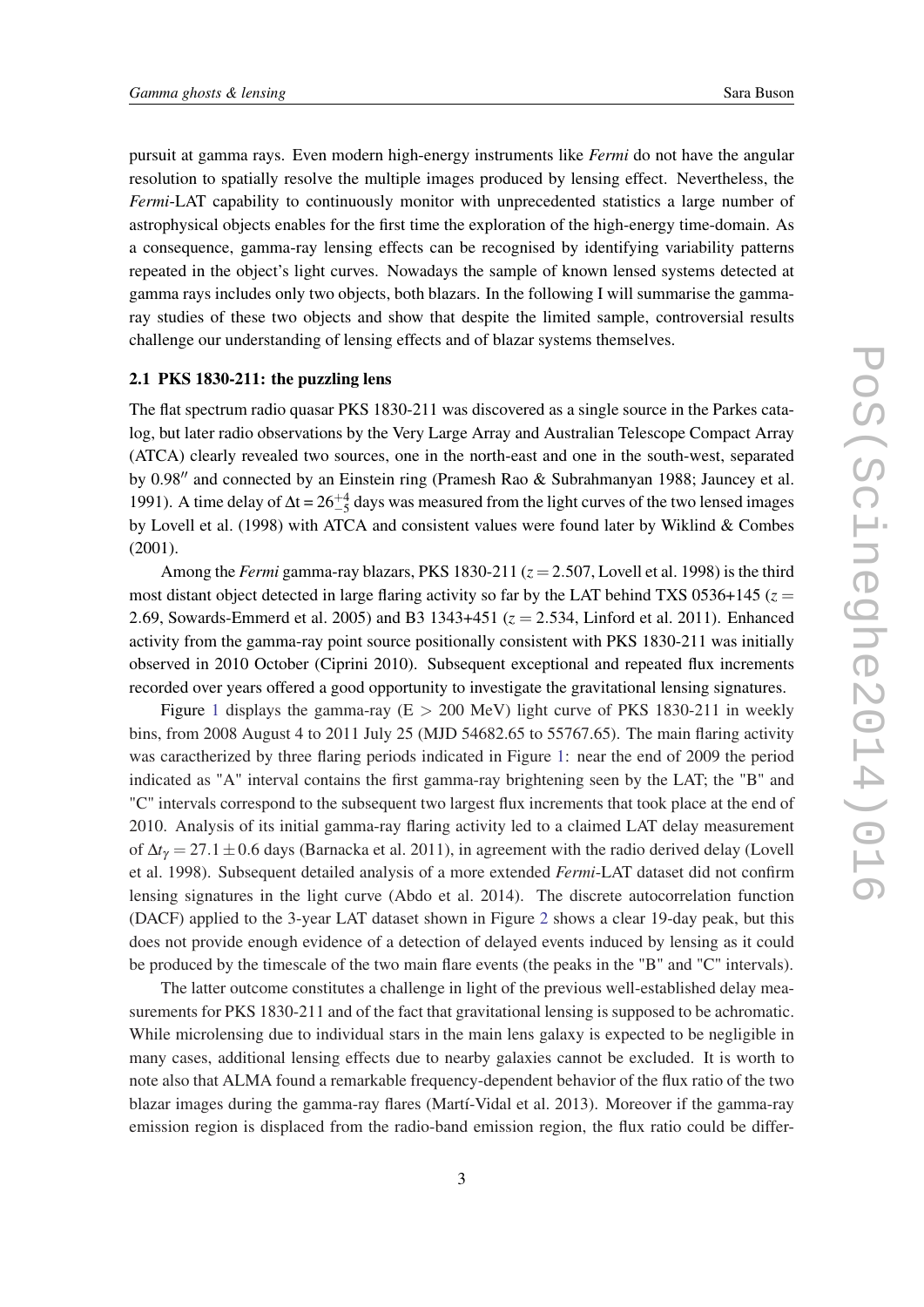pursuit at gamma rays. Even modern high-energy instruments like *Fermi* do not have the angular resolution to spatially resolve the multiple images produced by lensing effect. Nevertheless, the *Fermi*-LAT capability to continuously monitor with unprecedented statistics a large number of astrophysical objects enables for the first time the exploration of the high-energy time-domain. As a consequence, gamma-ray lensing effects can be recognised by identifying variability patterns repeated in the object's light curves. Nowadays the sample of known lensed systems detected at gamma rays includes only two objects, both blazars. In the following I will summarise the gamma-ray studies of these two objects and show that despite the limited sample, controversial results challenge our understanding of lensing effects and of blazar systems themselves.

### 2.1 PKS 1830-211: the puzzling lens

The flat spectrum radio quasar PKS 1830-211 was discovered as a single source in the Parkes catalog, but later radio observations by the Very Large Array and Australian Telescope Compact Array (ATCA) clearly revealed two sources, one in the north-east and one in the south-west, separated by $0.98''$ and connected by an Einstein ring (Pramesh Rao & Subrahmanyan 1988; Jauncey et al. 1991). A time delay of $\Delta t = 26^{+4}_{-5}$ days was measured from the light curves of the two lensed images by Lovell et al. (1998) with ATCA and consistent values were found later by Wiklind & Combes (2001).

Among the *Fermi* gamma-ray blazars, PKS 1830-211 ($z = 2.507$, Lovell et al. 1998) is the third most distant object detected in large flaring activity so far by the LAT behind TXS 0536+145 ($z = 2.69$, Sowards-Emmerd et al. 2005) and B3 1343+451 ($z = 2.534$, Linford et al. 2011). Enhanced activity from the gamma-ray point source positionally consistent with PKS 1830-211 was initially observed in 2010 October (Ciprini 2010). Subsequent exceptional and repeated flux increments recorded over years offered a good opportunity to investigate the gravitational lensing signatures.

Figure 1 displays the gamma-ray (E > 200 MeV) light curve of PKS 1830-211 in weekly bins, from 2008 August 4 to 2011 July 25 (MJD 54682.65 to 55767.65). The main flaring activity was caractherized by three flaring periods indicated in Figure 1: near the end of 2009 the period indicated as "A" interval contains the first gamma-ray brightening seen by the LAT; the "B" and "C" intervals correspond to the subsequent two largest flux increments that took place at the end of 2010. Analysis of its initial gamma-ray flaring activity led to a claimed LAT delay measurement of $\Delta t_\gamma = 27.1 \pm 0.6$ days (Barnacka et al. 2011), in agreement with the radio derived delay (Lovell et al. 1998). Subsequent detailed analysis of a more extended *Fermi*-LAT dataset did not confirm lensing signatures in the light curve (Abdo et al. 2014). The discrete autocorrelation function (DACF) applied to the 3-year LAT dataset shown in Figure 2 shows a clear 19-day peak, but this does not provide enough evidence of a detection of delayed events induced by lensing as it could be produced by the timescale of the two main flare events (the peaks in the "B" and "C" intervals).

The latter outcome constitutes a challenge in light of the previous well-established delay measurements for PKS 1830-211 and of the fact that gravitational lensing is supposed to be achromatic. While microlensing due to individual stars in the main lens galaxy is expected to be negligible in many cases, additional lensing effects due to nearby galaxies cannot be excluded. It is worth to note also that ALMA found a remarkable frequency-dependent behavior of the flux ratio of the two blazar images during the gamma-ray flares (Martí-Vidal et al. 2013). Moreover if the gamma-ray emission region is displaced from the radio-band emission region, the flux ratio could be differ-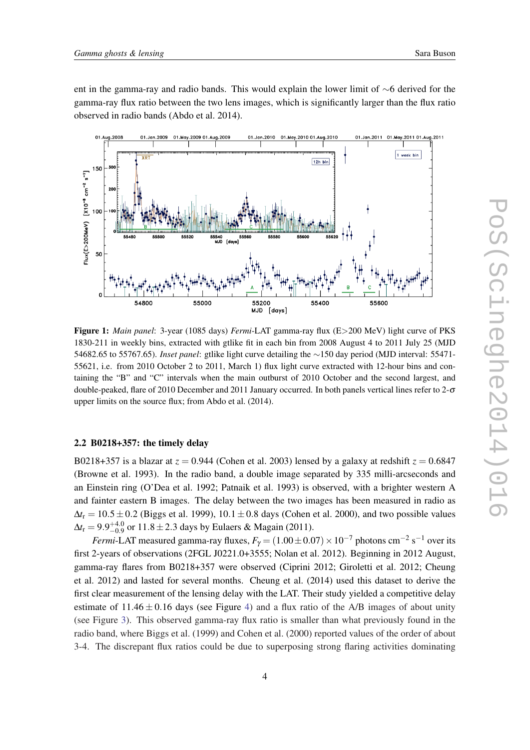ent in the gamma-ray and radio bands. This would explain the lower limit of $\sim$6 derived for the gamma-ray flux ratio between the two lens images, which is significantly larger than the flux ratio observed in radio bands (Abdo et al. 2014).

**Figure 1:** *Main panel*: 3-year (1085 days) *Fermi*-LAT gamma-ray flux (E>200 MeV) light curve of PKS 1830-211 in weekly bins, extracted with gtlike fit in each bin from 2008 August 4 to 2011 July 25 (MJD 54682.65 to 55767.65). *Inset panel*: gtlike light curve detailing the $\sim$150 day period (MJD interval: 55471-55621, i.e. from 2010 October 2 to 2011, March 1) flux light curve extracted with 12-hour bins and containing the "B" and "C" intervals when the main outburst of 2010 October and the second largest, and double-peaked, flare of 2010 December and 2011 January occurred. In both panels vertical lines refer to 2-$\sigma$ upper limits on the source flux; from Abdo et al. (2014).

### 2.2 B0218+357: the timely delay

B0218+357 is a blazar at $z = 0.944$ (Cohen et al. 2003) lensed by a galaxy at redshift $z = 0.6847$ (Browne et al. 1993). In the radio band, a double image separated by 335 milli-arcseconds and an Einstein ring (O'Dea et al. 1992; Patnaik et al. 1993) is observed, with a brighter western A and fainter eastern B images. The delay between the two images has been measured in radio as $\Delta t_r = 10.5 \pm 0.2$ (Biggs et al. 1999), $10.1 \pm 0.8$ days (Cohen et al. 2000), and two possible values $\Delta t_r = 9.9^{+4.0}_{-0.9}$ or $11.8 \pm 2.3$ days by Eulaers & Magain (2011).

*Fermi*-LAT measured gamma-ray fluxes, $F_\gamma = (1.00 \pm 0.07) \times 10^{-7}$ photons cm$^{-2}$ s$^{-1}$ over its first 2-years of observations (2FGL J0221.0+3555; Nolan et al. 2012). Beginning in 2012 August, gamma-ray flares from B0218+357 were observed (Ciprini 2012; Giroletti et al. 2012; Cheung et al. 2012) and lasted for several months. Cheung et al. (2014) used this dataset to derive the first clear measurement of the lensing delay with the LAT. Their study yielded a competitive delay estimate of $11.46 \pm 0.16$ days (see Figure 4) and a flux ratio of the A/B images of about unity (see Figure 3). This observed gamma-ray flux ratio is smaller than what previously found in the radio band, where Biggs et al. (1999) and Cohen et al. (2000) reported values of the order of about 3-4. The discrepant flux ratios could be due to superposing strong flaring activities dominating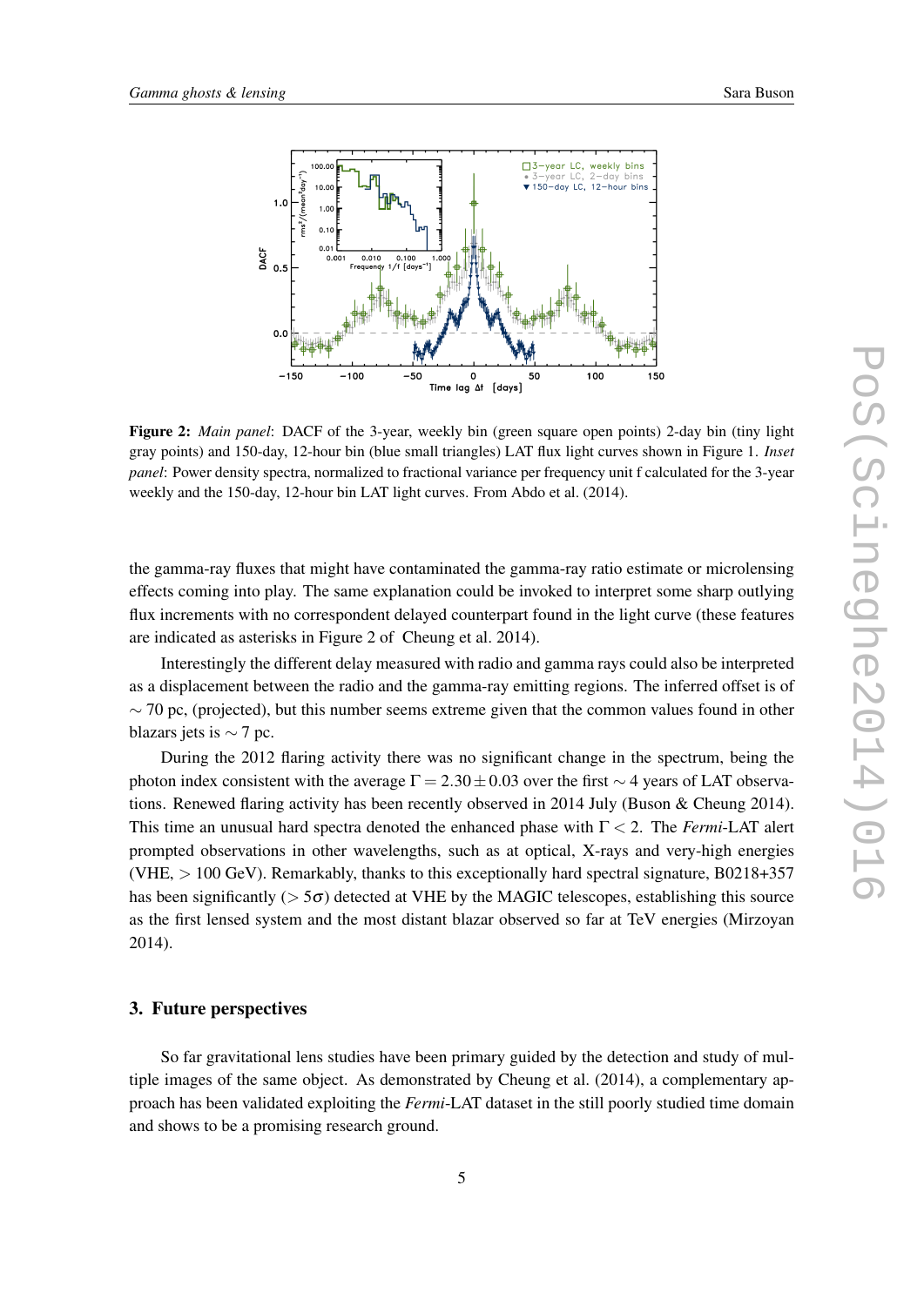**Figure 2:** *Main panel*: DACF of the 3-year, weekly bin (green square open points) 2-day bin (tiny light gray points) and 150-day, 12-hour bin (blue small triangles) LAT flux light curves shown in Figure 1. *Inset panel*: Power density spectra, normalized to fractional variance per frequency unit f calculated for the 3-year weekly and the 150-day, 12-hour bin LAT light curves. From Abdo et al. (2014).

the gamma-ray fluxes that might have contaminated the gamma-ray ratio estimate or microlensing effects coming into play. The same explanation could be invoked to interpret some sharp outlying flux increments with no correspondent delayed counterpart found in the light curve (these features are indicated as asterisks in Figure 2 of Cheung et al. 2014).

Interestingly the different delay measured with radio and gamma rays could also be interpreted as a displacement between the radio and the gamma-ray emitting regions. The inferred offset is of $\sim 70$ pc, (projected), but this number seems extreme given that the common values found in other blazars jets is $\sim 7$ pc.

During the 2012 flaring activity there was no significant change in the spectrum, being the photon index consistent with the average $\Gamma = 2.30 \pm 0.03$ over the first $\sim 4$ years of LAT observations. Renewed flaring activity has been recently observed in 2014 July (Buson & Cheung 2014). This time an unusual hard spectra denoted the enhanced phase with $\Gamma < 2$. The *Fermi*-LAT alert prompted observations in other wavelengths, such as at optical, X-rays and very-high energies (VHE, $> 100$ GeV). Remarkably, thanks to this exceptionally hard spectral signature, B0218+357 has been significantly ($> 5\sigma$) detected at VHE by the MAGIC telescopes, establishing this source as the first lensed system and the most distant blazar observed so far at TeV energies (Mirzoyan 2014).

## 3. Future perspectives

So far gravitational lens studies have been primary guided by the detection and study of multiple images of the same object. As demonstrated by Cheung et al. (2014), a complementary approach has been validated exploiting the *Fermi*-LAT dataset in the still poorly studied time domain and shows to be a promising research ground.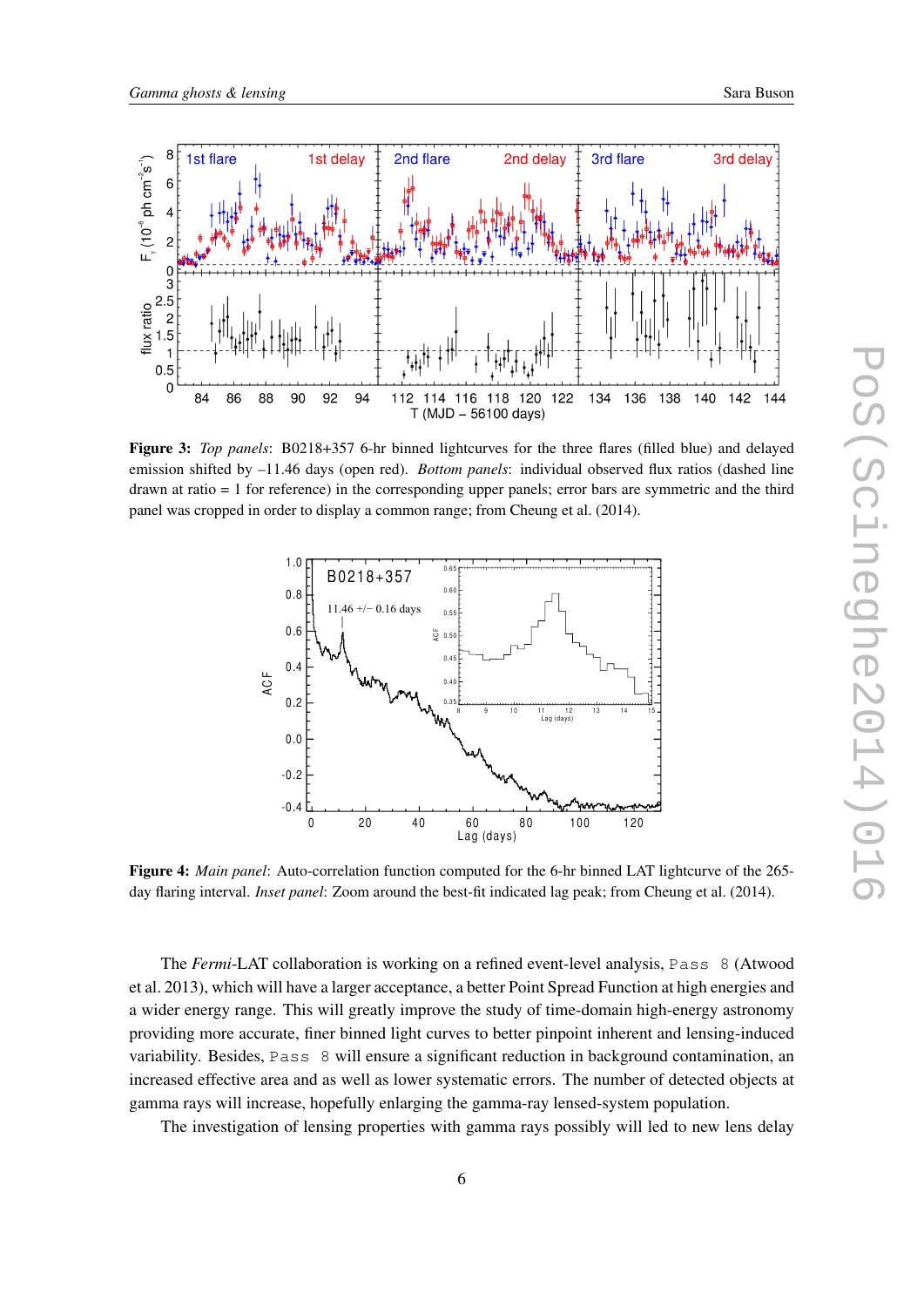**Figure 3:** *Top panels*: B0218+357 6-hr binned lightcurves for the three flares (filled blue) and delayed emission shifted by –11.46 days (open red). *Bottom panels*: individual observed flux ratios (dashed line drawn at ratio = 1 for reference) in the corresponding upper panels; error bars are symmetric and the third panel was cropped in order to display a common range; from Cheung et al. (2014).

**Figure 4:** *Main panel*: Auto-correlation function computed for the 6-hr binned LAT lightcurve of the 265-day flaring interval. *Inset panel*: Zoom around the best-fit indicated lag peak; from Cheung et al. (2014).

The *Fermi*-LAT collaboration is working on a refined event-level analysis, `Pass 8` (Atwood et al. 2013), which will have a larger acceptance, a better Point Spread Function at high energies and a wider energy range. This will greatly improve the study of time-domain high-energy astronomy providing more accurate, finer binned light curves to better pinpoint inherent and lensing-induced variability. Besides, `Pass 8` will ensure a significant reduction in background contamination, an increased effective area and as well as lower systematic errors. The number of detected objects at gamma rays will increase, hopefully enlarging the gamma-ray lensed-system population.

The investigation of lensing properties with gamma rays possibly will led to new lens delay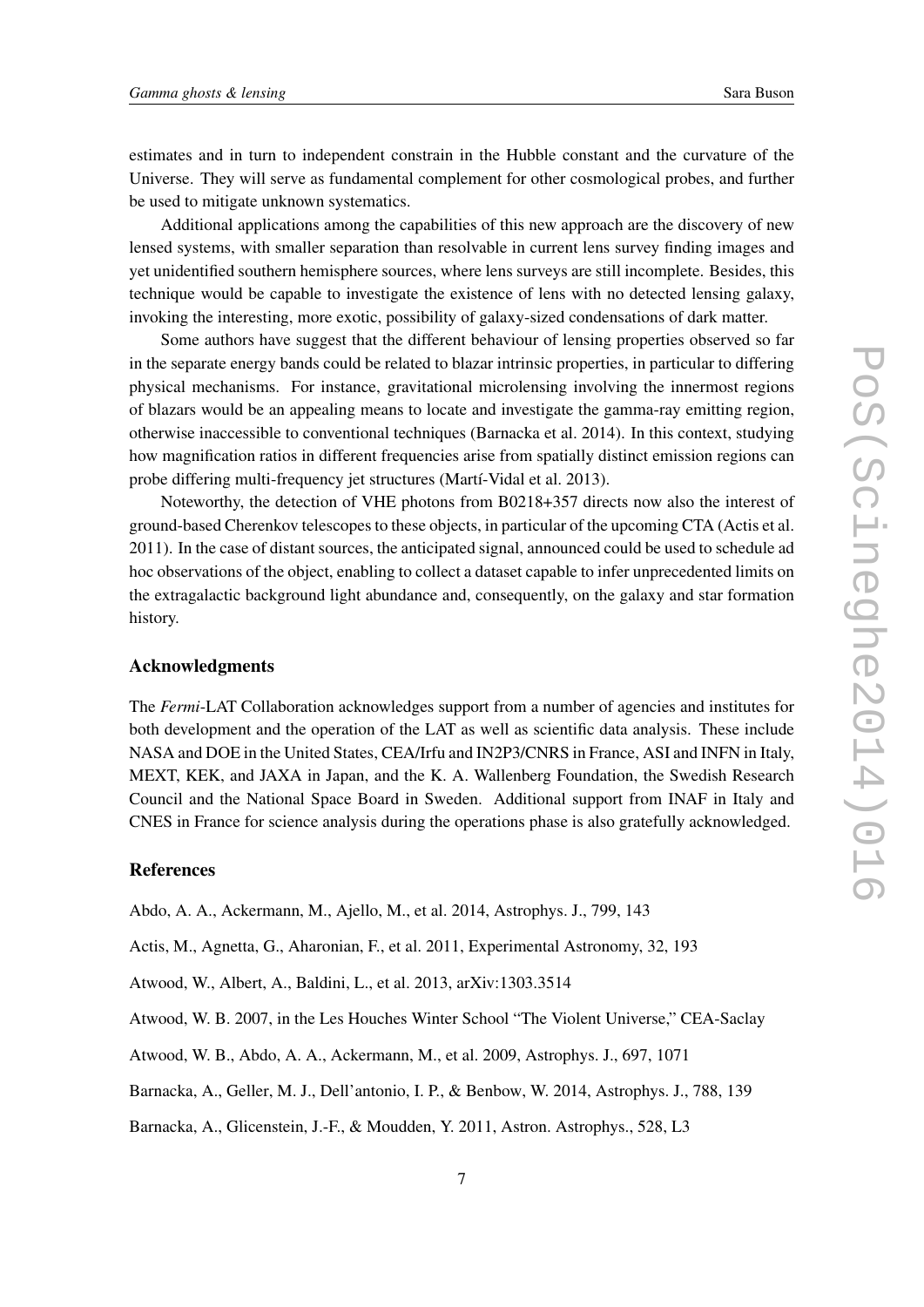estimates and in turn to independent constrain in the Hubble constant and the curvature of the Universe. They will serve as fundamental complement for other cosmological probes, and further be used to mitigate unknown systematics.

Additional applications among the capabilities of this new approach are the discovery of new lensed systems, with smaller separation than resolvable in current lens survey finding images and yet unidentified southern hemisphere sources, where lens surveys are still incomplete. Besides, this technique would be capable to investigate the existence of lens with no detected lensing galaxy, invoking the interesting, more exotic, possibility of galaxy-sized condensations of dark matter.

Some authors have suggest that the different behaviour of lensing properties observed so far in the separate energy bands could be related to blazar intrinsic properties, in particular to differing physical mechanisms. For instance, gravitational microlensing involving the innermost regions of blazars would be an appealing means to locate and investigate the gamma-ray emitting region, otherwise inaccessible to conventional techniques (Barnacka et al. 2014). In this context, studying how magnification ratios in different frequencies arise from spatially distinct emission regions can probe differing multi-frequency jet structures (Martí-Vidal et al. 2013).

Noteworthy, the detection of VHE photons from B0218+357 directs now also the interest of ground-based Cherenkov telescopes to these objects, in particular of the upcoming CTA (Actis et al. 2011). In the case of distant sources, the anticipated signal, announced could be used to schedule ad hoc observations of the object, enabling to collect a dataset capable to infer unprecedented limits on the extragalactic background light abundance and, consequently, on the galaxy and star formation history.

## Acknowledgments

The *Fermi*-LAT Collaboration acknowledges support from a number of agencies and institutes for both development and the operation of the LAT as well as scientific data analysis. These include NASA and DOE in the United States, CEA/Irfu and IN2P3/CNRS in France, ASI and INFN in Italy, MEXT, KEK, and JAXA in Japan, and the K. A. Wallenberg Foundation, the Swedish Research Council and the National Space Board in Sweden. Additional support from INAF in Italy and CNES in France for science analysis during the operations phase is also gratefully acknowledged.

## References

Abdo, A. A., Ackermann, M., Ajello, M., et al. 2014, Astrophys. J., 799, 143

Actis, M., Agnetta, G., Aharonian, F., et al. 2011, Experimental Astronomy, 32, 193

Atwood, W., Albert, A., Baldini, L., et al. 2013, arXiv:1303.3514

Atwood, W. B. 2007, in the Les Houches Winter School "The Violent Universe," CEA-Saclay

Atwood, W. B., Abdo, A. A., Ackermann, M., et al. 2009, Astrophys. J., 697, 1071

Barnacka, A., Geller, M. J., Dell'antonio, I. P., & Benbow, W. 2014, Astrophys. J., 788, 139

Barnacka, A., Glicenstein, J.-F., & Moudden, Y. 2011, Astron. Astrophys., 528, L3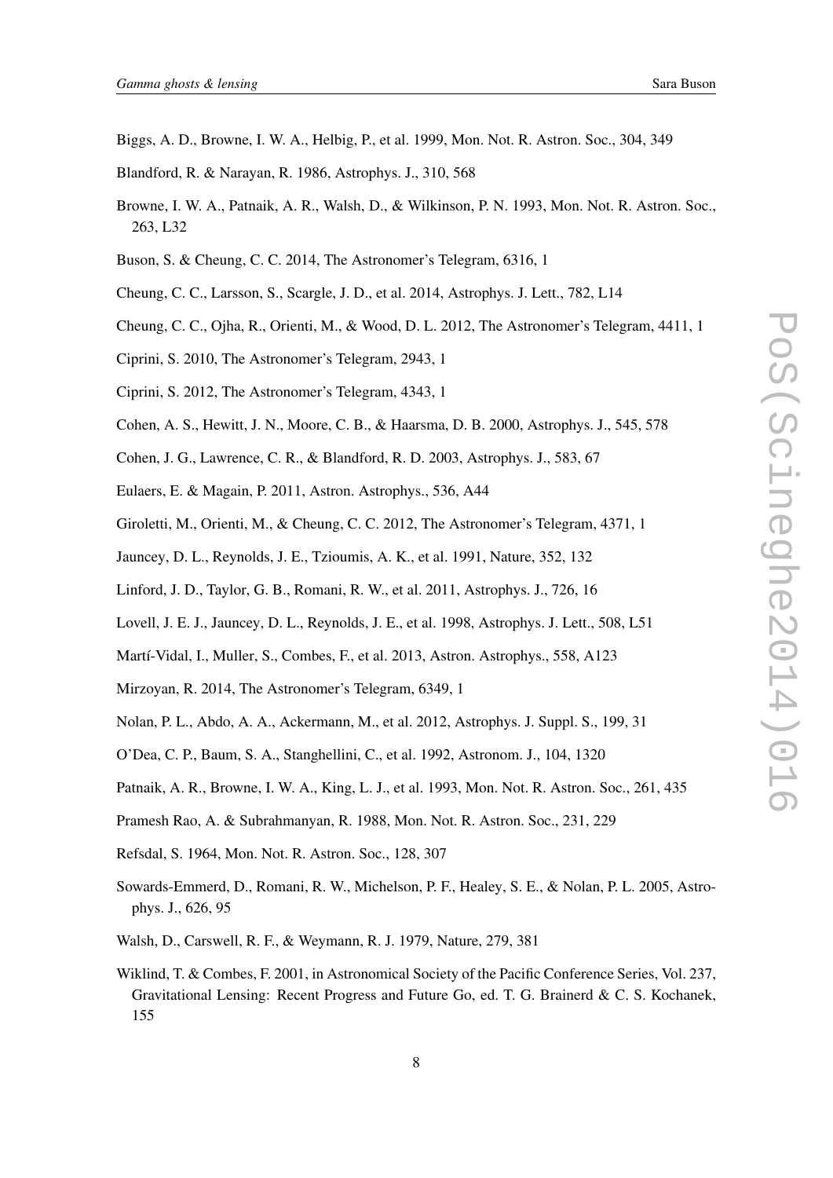Biggs, A. D., Browne, I. W. A., Helbig, P., et al. 1999, Mon. Not. R. Astron. Soc., 304, 349

Blandford, R. & Narayan, R. 1986, Astrophys. J., 310, 568

Browne, I. W. A., Patnaik, A. R., Walsh, D., & Wilkinson, P. N. 1993, Mon. Not. R. Astron. Soc., 263, L32

Buson, S. & Cheung, C. C. 2014, The Astronomer's Telegram, 6316, 1

Cheung, C. C., Larsson, S., Scargle, J. D., et al. 2014, Astrophys. J. Lett., 782, L14

Cheung, C. C., Ojha, R., Orienti, M., & Wood, D. L. 2012, The Astronomer's Telegram, 4411, 1

Ciprini, S. 2010, The Astronomer's Telegram, 2943, 1

Ciprini, S. 2012, The Astronomer's Telegram, 4343, 1

Cohen, A. S., Hewitt, J. N., Moore, C. B., & Haarsma, D. B. 2000, Astrophys. J., 545, 578

Cohen, J. G., Lawrence, C. R., & Blandford, R. D. 2003, Astrophys. J., 583, 67

Eulaers, E. & Magain, P. 2011, Astron. Astrophys., 536, A44

Giroletti, M., Orienti, M., & Cheung, C. C. 2012, The Astronomer's Telegram, 4371, 1

Jauncey, D. L., Reynolds, J. E., Tzioumis, A. K., et al. 1991, Nature, 352, 132

Linford, J. D., Taylor, G. B., Romani, R. W., et al. 2011, Astrophys. J., 726, 16

Lovell, J. E. J., Jauncey, D. L., Reynolds, J. E., et al. 1998, Astrophys. J. Lett., 508, L51

Martí-Vidal, I., Muller, S., Combes, F., et al. 2013, Astron. Astrophys., 558, A123

Mirzoyan, R. 2014, The Astronomer's Telegram, 6349, 1

Nolan, P. L., Abdo, A. A., Ackermann, M., et al. 2012, Astrophys. J. Suppl. S., 199, 31

O'Dea, C. P., Baum, S. A., Stanghellini, C., et al. 1992, Astronom. J., 104, 1320

Patnaik, A. R., Browne, I. W. A., King, L. J., et al. 1993, Mon. Not. R. Astron. Soc., 261, 435

Pramesh Rao, A. & Subrahmanyan, R. 1988, Mon. Not. R. Astron. Soc., 231, 229

Refsdal, S. 1964, Mon. Not. R. Astron. Soc., 128, 307

Sowards-Emmerd, D., Romani, R. W., Michelson, P. F., Healey, S. E., & Nolan, P. L. 2005, Astrophys. J., 626, 95

Walsh, D., Carswell, R. F., & Weymann, R. J. 1979, Nature, 279, 381

Wiklind, T. & Combes, F. 2001, in Astronomical Society of the Pacific Conference Series, Vol. 237, Gravitational Lensing: Recent Progress and Future Go, ed. T. G. Brainerd & C. S. Kochanek, 155